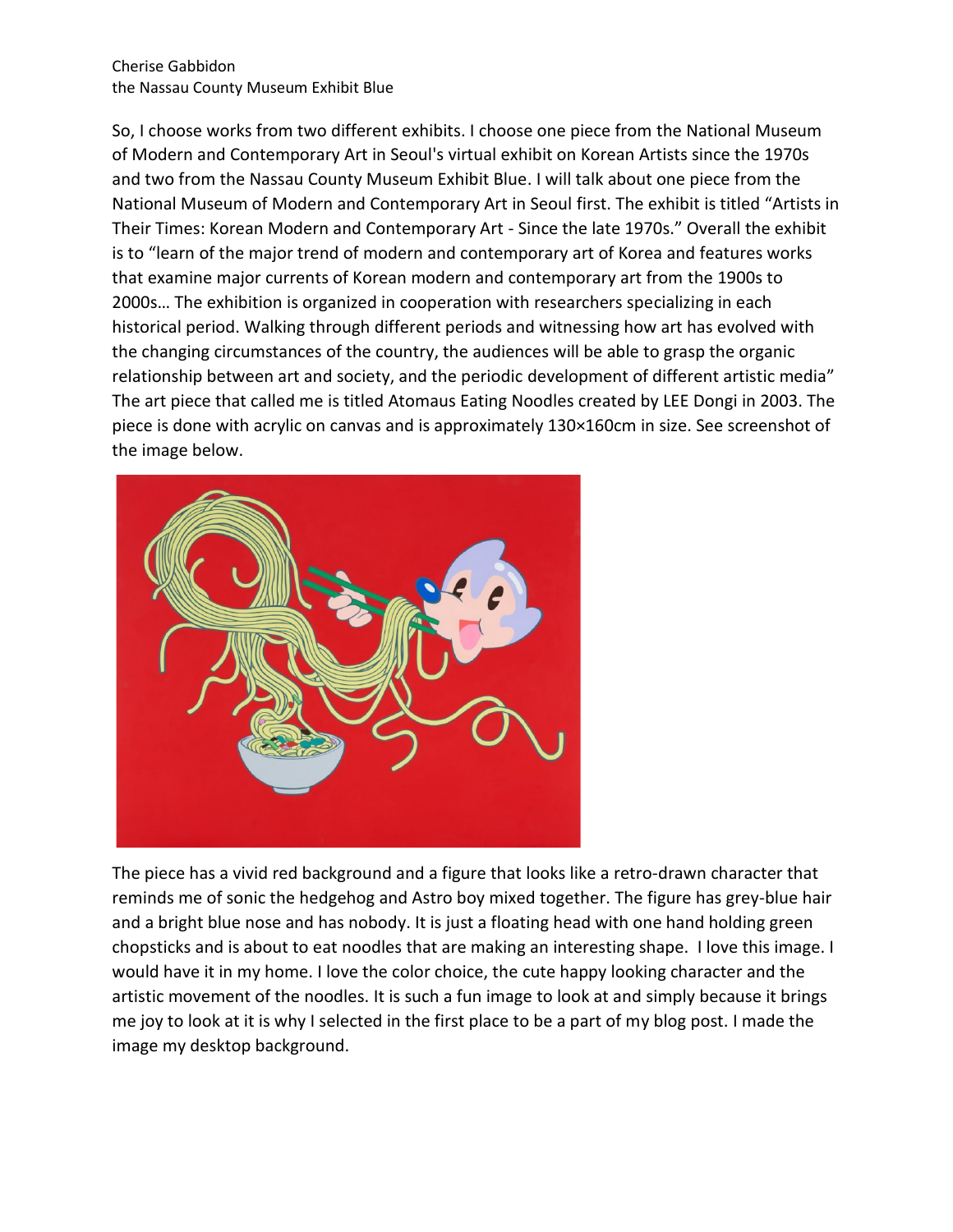Cherise Gabbidon
the Nassau County Museum Exhibit Blue

So, I choose works from two different exhibits. I choose one piece from the National Museum of Modern and Contemporary Art in Seoul's virtual exhibit on Korean Artists since the 1970s and two from the Nassau County Museum Exhibit Blue. I will talk about one piece from the National Museum of Modern and Contemporary Art in Seoul first. The exhibit is titled "Artists in Their Times: Korean Modern and Contemporary Art - Since the late 1970s." Overall the exhibit is to "learn of the major trend of modern and contemporary art of Korea and features works that examine major currents of Korean modern and contemporary art from the 1900s to 2000s… The exhibition is organized in cooperation with researchers specializing in each historical period. Walking through different periods and witnessing how art has evolved with the changing circumstances of the country, the audiences will be able to grasp the organic relationship between art and society, and the periodic development of different artistic media" The art piece that called me is titled Atomaus Eating Noodles created by LEE Dongi in 2003. The piece is done with acrylic on canvas and is approximately 130×160cm in size. See screenshot of the image below.

The piece has a vivid red background and a figure that looks like a retro-drawn character that reminds me of sonic the hedgehog and Astro boy mixed together. The figure has grey-blue hair and a bright blue nose and has nobody. It is just a floating head with one hand holding green chopsticks and is about to eat noodles that are making an interesting shape. I love this image. I would have it in my home. I love the color choice, the cute happy looking character and the artistic movement of the noodles. It is such a fun image to look at and simply because it brings me joy to look at it is why I selected in the first place to be a part of my blog post. I made the image my desktop background.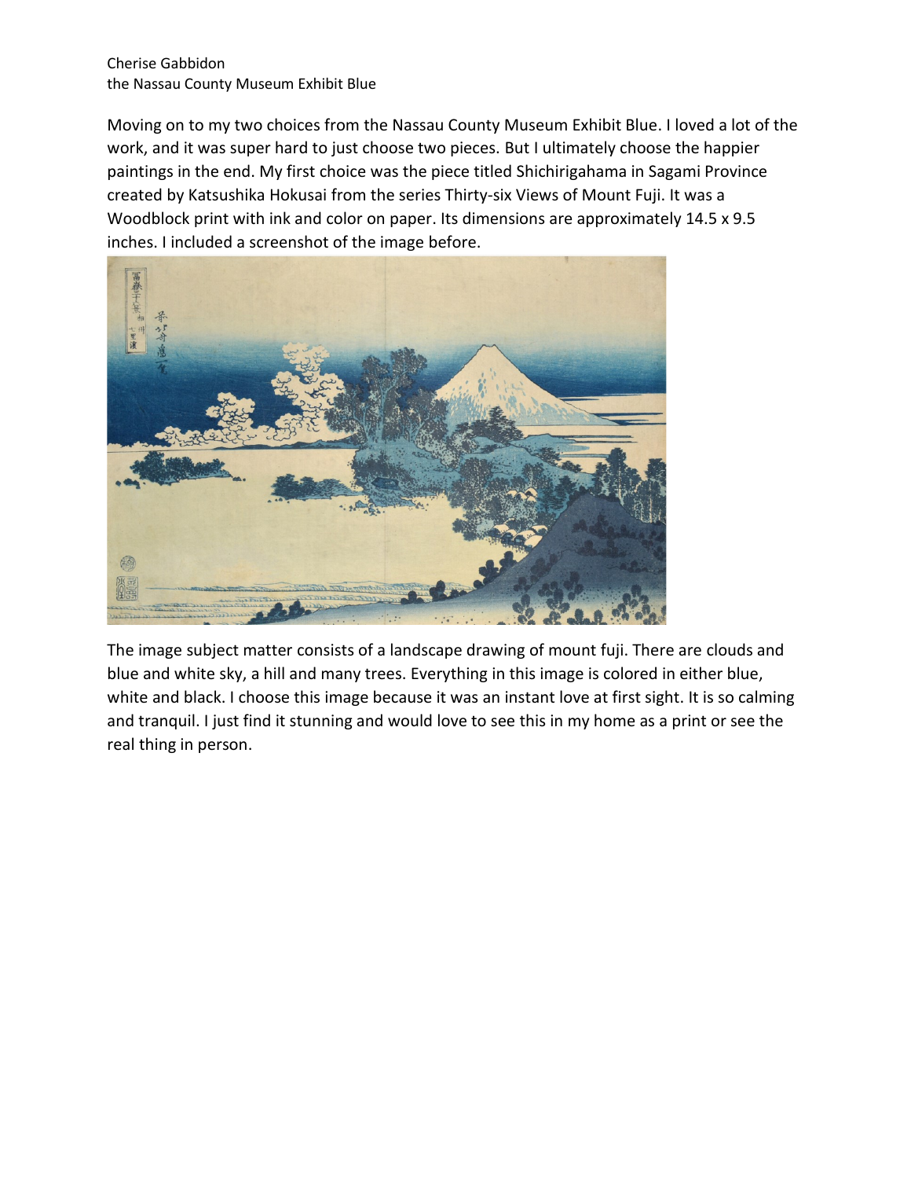Cherise Gabbidon
the Nassau County Museum Exhibit Blue

Moving on to my two choices from the Nassau County Museum Exhibit Blue. I loved a lot of the work, and it was super hard to just choose two pieces. But I ultimately choose the happier paintings in the end. My first choice was the piece titled Shichirigahama in Sagami Province created by Katsushika Hokusai from the series Thirty-six Views of Mount Fuji. It was a Woodblock print with ink and color on paper. Its dimensions are approximately 14.5 x 9.5 inches. I included a screenshot of the image before.

The image subject matter consists of a landscape drawing of mount fuji. There are clouds and blue and white sky, a hill and many trees. Everything in this image is colored in either blue, white and black. I choose this image because it was an instant love at first sight. It is so calming and tranquil. I just find it stunning and would love to see this in my home as a print or see the real thing in person.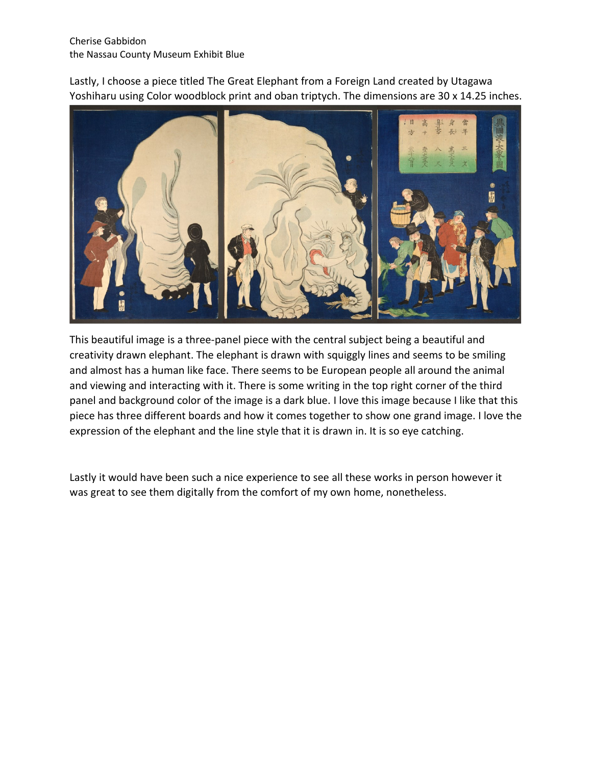Cherise Gabbidon
the Nassau County Museum Exhibit Blue

Lastly, I choose a piece titled The Great Elephant from a Foreign Land created by Utagawa Yoshiharu using Color woodblock print and oban triptych. The dimensions are 30 x 14.25 inches.

This beautiful image is a three-panel piece with the central subject being a beautiful and creativity drawn elephant. The elephant is drawn with squiggly lines and seems to be smiling and almost has a human like face. There seems to be European people all around the animal and viewing and interacting with it. There is some writing in the top right corner of the third panel and background color of the image is a dark blue. I love this image because I like that this piece has three different boards and how it comes together to show one grand image. I love the expression of the elephant and the line style that it is drawn in. It is so eye catching.

Lastly it would have been such a nice experience to see all these works in person however it was great to see them digitally from the comfort of my own home, nonetheless.